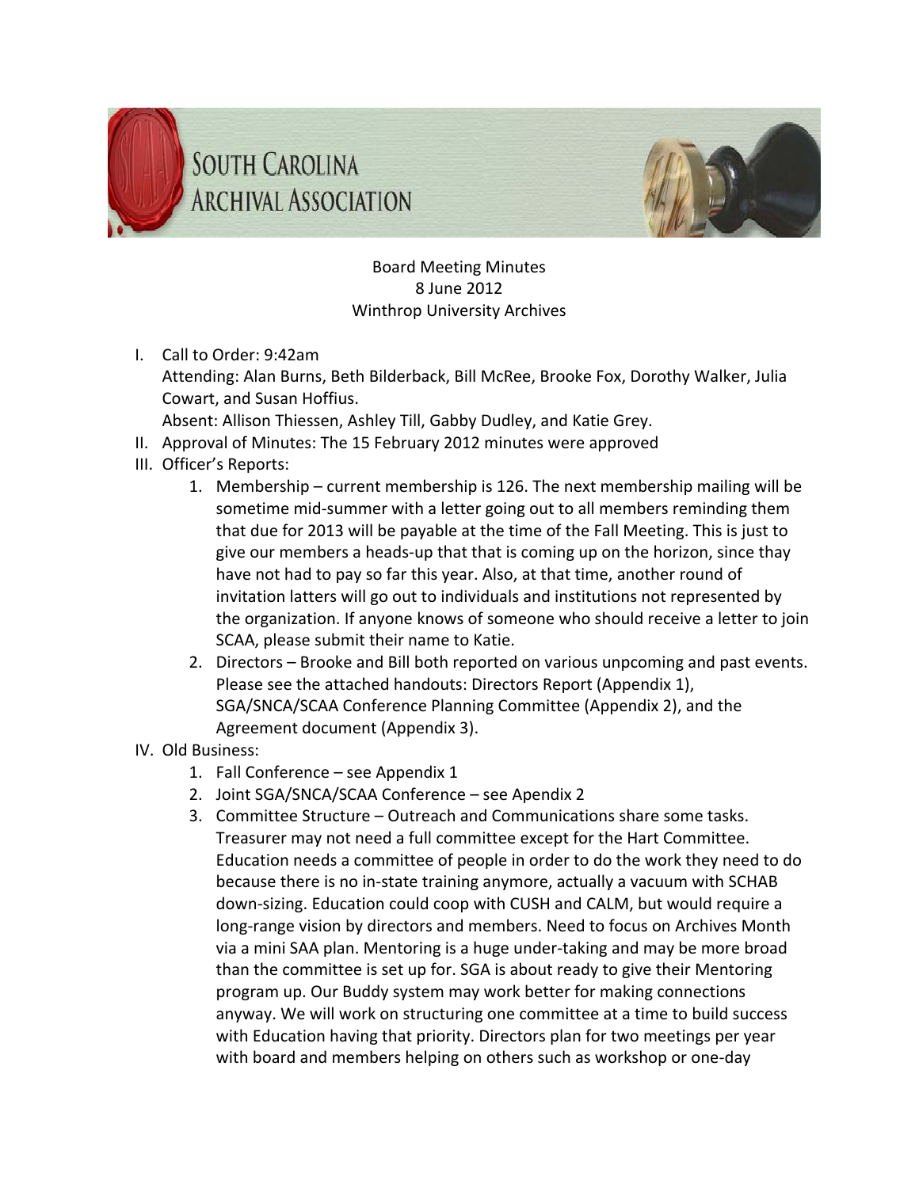# South Carolina Archival Association

Board Meeting Minutes
8 June 2012
Winthrop University Archives

I. Call to Order: 9:42am
   Attending: Alan Burns, Beth Bilderback, Bill McRee, Brooke Fox, Dorothy Walker, Julia Cowart, and Susan Hoffius.
   Absent: Allison Thiessen, Ashley Till, Gabby Dudley, and Katie Grey.
II. Approval of Minutes: The 15 February 2012 minutes were approved
III. Officer's Reports:
   1. Membership – current membership is 126. The next membership mailing will be sometime mid-summer with a letter going out to all members reminding them that due for 2013 will be payable at the time of the Fall Meeting. This is just to give our members a heads-up that that is coming up on the horizon, since thay have not had to pay so far this year. Also, at that time, another round of invitation latters will go out to individuals and institutions not represented by the organization. If anyone knows of someone who should receive a letter to join SCAA, please submit their name to Katie.
   2. Directors – Brooke and Bill both reported on various unpcoming and past events. Please see the attached handouts: Directors Report (Appendix 1), SGA/SNCA/SCAA Conference Planning Committee (Appendix 2), and the Agreement document (Appendix 3).
IV. Old Business:
   1. Fall Conference – see Appendix 1
   2. Joint SGA/SNCA/SCAA Conference – see Apendix 2
   3. Committee Structure – Outreach and Communications share some tasks. Treasurer may not need a full committee except for the Hart Committee. Education needs a committee of people in order to do the work they need to do because there is no in-state training anymore, actually a vacuum with SCHAB down-sizing. Education could coop with CUSH and CALM, but would require a long-range vision by directors and members. Need to focus on Archives Month via a mini SAA plan. Mentoring is a huge under-taking and may be more broad than the committee is set up for. SGA is about ready to give their Mentoring program up. Our Buddy system may work better for making connections anyway. We will work on structuring one committee at a time to build success with Education having that priority. Directors plan for two meetings per year with board and members helping on others such as workshop or one-day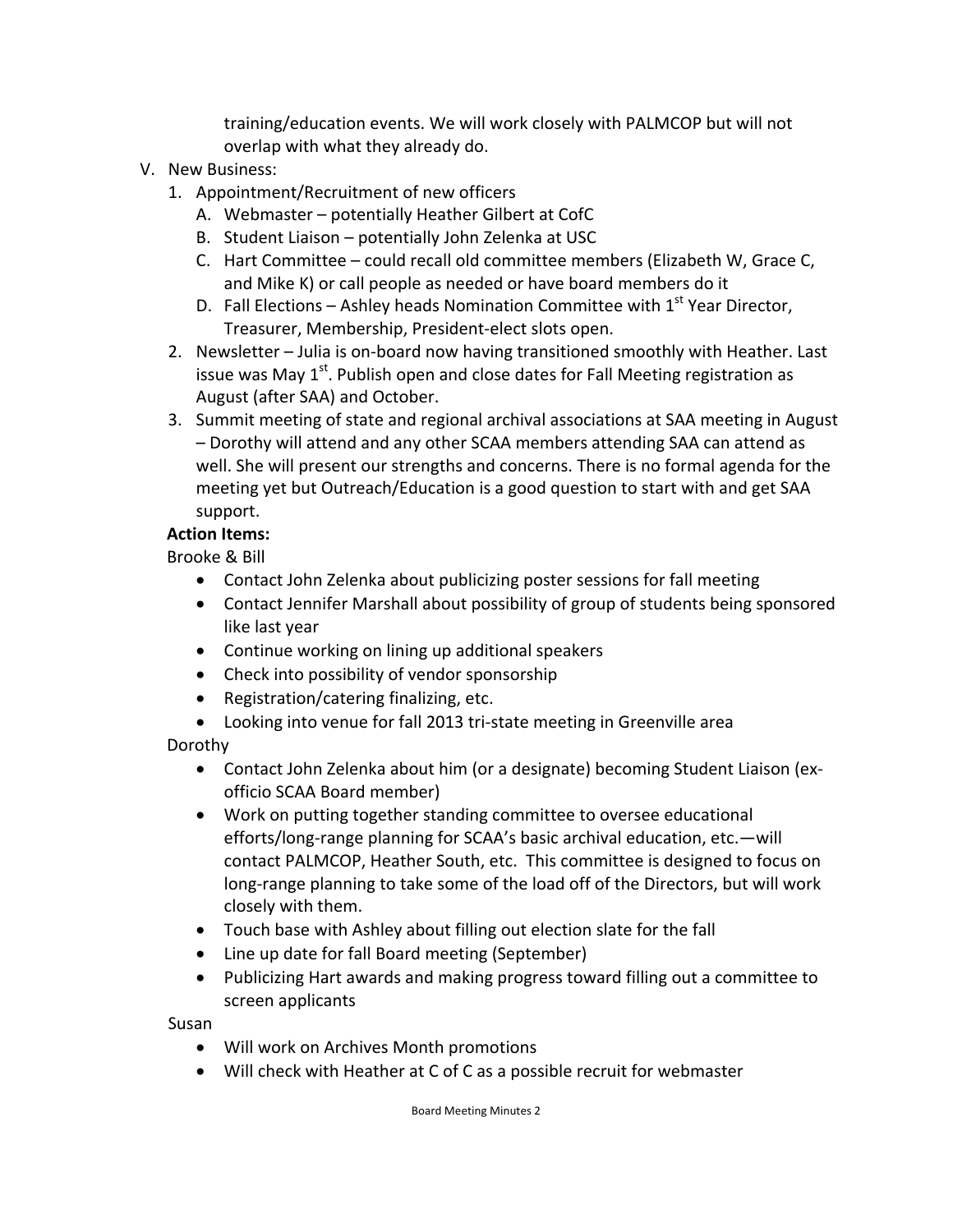training/education events. We will work closely with PALMCOP but will not overlap with what they already do.

V. New Business:
   1. Appointment/Recruitment of new officers
      A. Webmaster – potentially Heather Gilbert at CofC
      B. Student Liaison – potentially John Zelenka at USC
      C. Hart Committee – could recall old committee members (Elizabeth W, Grace C, and Mike K) or call people as needed or have board members do it
      D. Fall Elections – Ashley heads Nomination Committee with 1st Year Director, Treasurer, Membership, President-elect slots open.
   2. Newsletter – Julia is on-board now having transitioned smoothly with Heather. Last issue was May 1st. Publish open and close dates for Fall Meeting registration as August (after SAA) and October.
   3. Summit meeting of state and regional archival associations at SAA meeting in August – Dorothy will attend and any other SCAA members attending SAA can attend as well. She will present our strengths and concerns. There is no formal agenda for the meeting yet but Outreach/Education is a good question to start with and get SAA support.

**Action Items:**

Brooke & Bill

- Contact John Zelenka about publicizing poster sessions for fall meeting
- Contact Jennifer Marshall about possibility of group of students being sponsored like last year
- Continue working on lining up additional speakers
- Check into possibility of vendor sponsorship
- Registration/catering finalizing, etc.
- Looking into venue for fall 2013 tri-state meeting in Greenville area

Dorothy

- Contact John Zelenka about him (or a designate) becoming Student Liaison (ex-officio SCAA Board member)
- Work on putting together standing committee to oversee educational efforts/long-range planning for SCAA's basic archival education, etc.—will contact PALMCOP, Heather South, etc. This committee is designed to focus on long-range planning to take some of the load off of the Directors, but will work closely with them.
- Touch base with Ashley about filling out election slate for the fall
- Line up date for fall Board meeting (September)
- Publicizing Hart awards and making progress toward filling out a committee to screen applicants

Susan

- Will work on Archives Month promotions
- Will check with Heather at C of C as a possible recruit for webmaster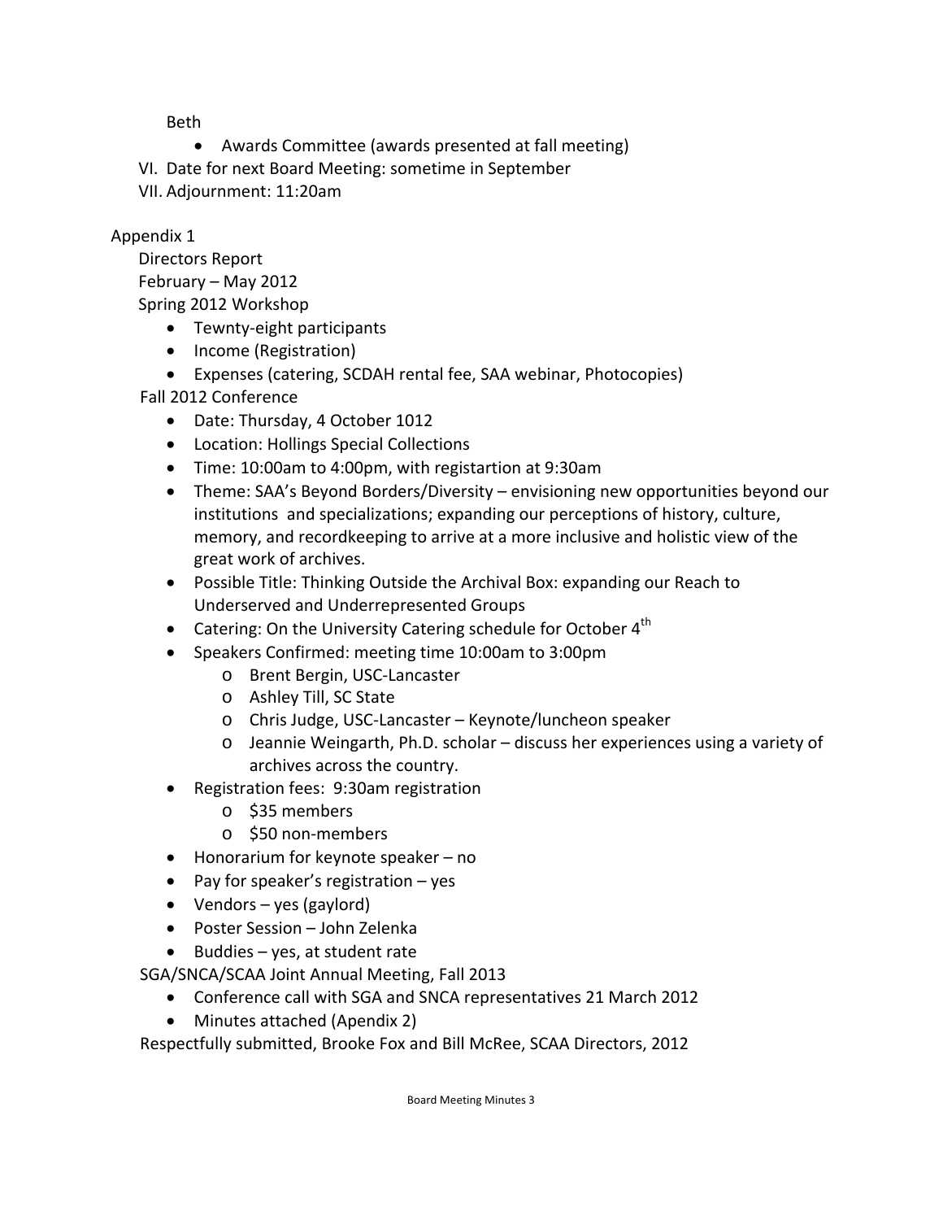Beth

- Awards Committee (awards presented at fall meeting)

VI. Date for next Board Meeting: sometime in September

VII. Adjournment: 11:20am

Appendix 1

Directors Report

February – May 2012

Spring 2012 Workshop

- Tewnty-eight participants
- Income (Registration)
- Expenses (catering, SCDAH rental fee, SAA webinar, Photocopies)

Fall 2012 Conference

- Date: Thursday, 4 October 1012
- Location: Hollings Special Collections
- Time: 10:00am to 4:00pm, with registartion at 9:30am
- Theme: SAA's Beyond Borders/Diversity – envisioning new opportunities beyond our institutions and specializations; expanding our perceptions of history, culture, memory, and recordkeeping to arrive at a more inclusive and holistic view of the great work of archives.
- Possible Title: Thinking Outside the Archival Box: expanding our Reach to Underserved and Underrepresented Groups
- Catering: On the University Catering schedule for October 4th
- Speakers Confirmed: meeting time 10:00am to 3:00pm
  - Brent Bergin, USC-Lancaster
  - Ashley Till, SC State
  - Chris Judge, USC-Lancaster – Keynote/luncheon speaker
  - Jeannie Weingarth, Ph.D. scholar – discuss her experiences using a variety of archives across the country.
- Registration fees: 9:30am registration
  - $35 members
  - $50 non-members
- Honorarium for keynote speaker – no
- Pay for speaker's registration – yes
- Vendors – yes (gaylord)
- Poster Session – John Zelenka
- Buddies – yes, at student rate

SGA/SNCA/SCAA Joint Annual Meeting, Fall 2013

- Conference call with SGA and SNCA representatives 21 March 2012
- Minutes attached (Apendix 2)

Respectfully submitted, Brooke Fox and Bill McRee, SCAA Directors, 2012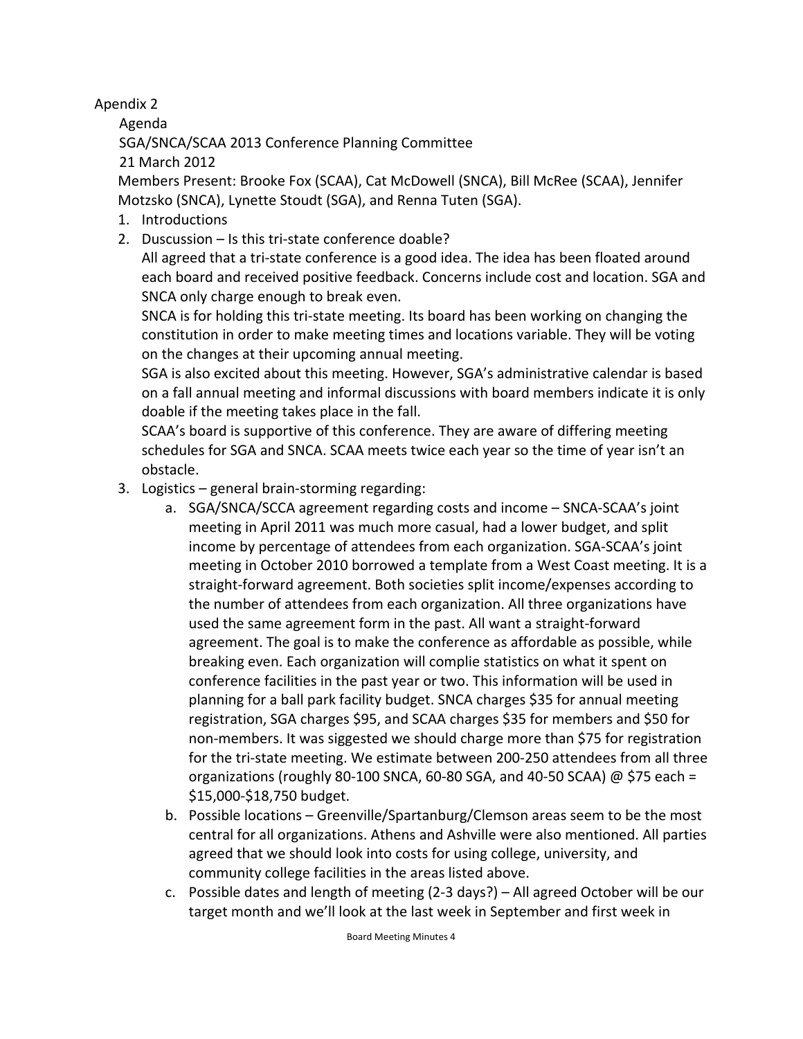Apendix 2

Agenda

SGA/SNCA/SCAA 2013 Conference Planning Committee

21 March 2012

Members Present: Brooke Fox (SCAA), Cat McDowell (SNCA), Bill McRee (SCAA), Jennifer Motzsko (SNCA), Lynette Stoudt (SGA), and Renna Tuten (SGA).

1. Introductions
2. Duscussion – Is this tri-state conference doable?

   All agreed that a tri-state conference is a good idea. The idea has been floated around each board and received positive feedback. Concerns include cost and location. SGA and SNCA only charge enough to break even.

   SNCA is for holding this tri-state meeting. Its board has been working on changing the constitution in order to make meeting times and locations variable. They will be voting on the changes at their upcoming annual meeting.

   SGA is also excited about this meeting. However, SGA's administrative calendar is based on a fall annual meeting and informal discussions with board members indicate it is only doable if the meeting takes place in the fall.

   SCAA's board is supportive of this conference. They are aware of differing meeting schedules for SGA and SNCA. SCAA meets twice each year so the time of year isn't an obstacle.
3. Logistics – general brain-storming regarding:
   a. SGA/SNCA/SCCA agreement regarding costs and income – SNCA-SCAA's joint meeting in April 2011 was much more casual, had a lower budget, and split income by percentage of attendees from each organization. SGA-SCAA's joint meeting in October 2010 borrowed a template from a West Coast meeting. It is a straight-forward agreement. Both societies split income/expenses according to the number of attendees from each organization. All three organizations have used the same agreement form in the past. All want a straight-forward agreement. The goal is to make the conference as affordable as possible, while breaking even. Each organization will complie statistics on what it spent on conference facilities in the past year or two. This information will be used in planning for a ball park facility budget. SNCA charges $35 for annual meeting registration, SGA charges $95, and SCAA charges $35 for members and $50 for non-members. It was siggested we should charge more than $75 for registration for the tri-state meeting. We estimate between 200-250 attendees from all three organizations (roughly 80-100 SNCA, 60-80 SGA, and 40-50 SCAA) @ $75 each = $15,000-$18,750 budget.
   b. Possible locations – Greenville/Spartanburg/Clemson areas seem to be the most central for all organizations. Athens and Ashville were also mentioned. All parties agreed that we should look into costs for using college, university, and community college facilities in the areas listed above.
   c. Possible dates and length of meeting (2-3 days?) – All agreed October will be our target month and we'll look at the last week in September and first week in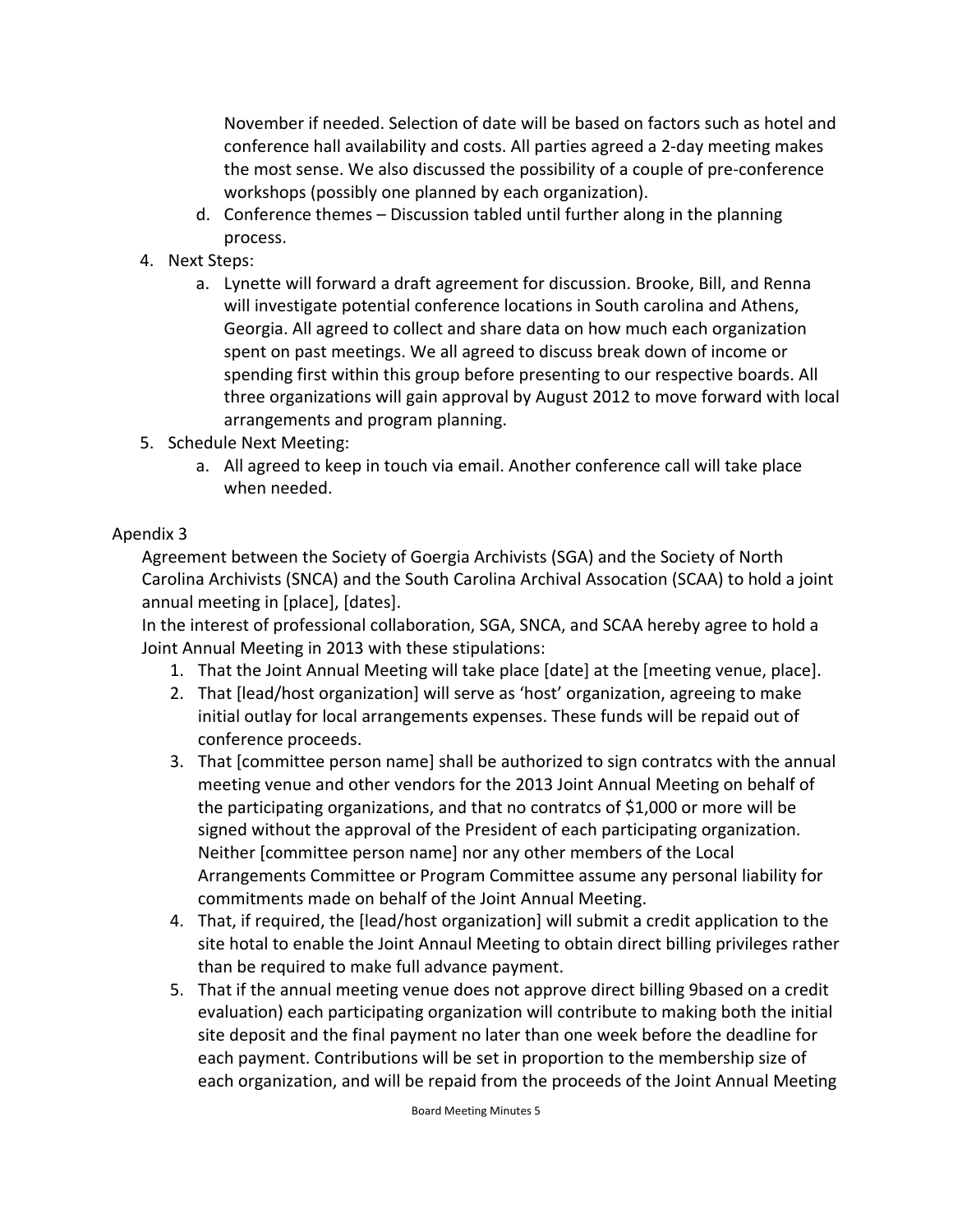November if needed. Selection of date will be based on factors such as hotel and conference hall availability and costs. All parties agreed a 2-day meeting makes the most sense. We also discussed the possibility of a couple of pre-conference workshops (possibly one planned by each organization).

   d. Conference themes – Discussion tabled until further along in the planning process.

4. Next Steps:
   a. Lynette will forward a draft agreement for discussion. Brooke, Bill, and Renna will investigate potential conference locations in South carolina and Athens, Georgia. All agreed to collect and share data on how much each organization spent on past meetings. We all agreed to discuss break down of income or spending first within this group before presenting to our respective boards. All three organizations will gain approval by August 2012 to move forward with local arrangements and program planning.
5. Schedule Next Meeting:
   a. All agreed to keep in touch via email. Another conference call will take place when needed.

Apendix 3

Agreement between the Society of Goergia Archivists (SGA) and the Society of North Carolina Archivists (SNCA) and the South Carolina Archival Assocation (SCAA) to hold a joint annual meeting in [place], [dates].

In the interest of professional collaboration, SGA, SNCA, and SCAA hereby agree to hold a Joint Annual Meeting in 2013 with these stipulations:

1. That the Joint Annual Meeting will take place [date] at the [meeting venue, place].
2. That [lead/host organization] will serve as 'host' organization, agreeing to make initial outlay for local arrangements expenses. These funds will be repaid out of conference proceeds.
3. That [committee person name] shall be authorized to sign contratcs with the annual meeting venue and other vendors for the 2013 Joint Annual Meeting on behalf of the participating organizations, and that no contratcs of $1,000 or more will be signed without the approval of the President of each participating organization. Neither [committee person name] nor any other members of the Local Arrangements Committee or Program Committee assume any personal liability for commitments made on behalf of the Joint Annual Meeting.
4. That, if required, the [lead/host organization] will submit a credit application to the site hotal to enable the Joint Annaul Meeting to obtain direct billing privileges rather than be required to make full advance payment.
5. That if the annual meeting venue does not approve direct billing 9based on a credit evaluation) each participating organization will contribute to making both the initial site deposit and the final payment no later than one week before the deadline for each payment. Contributions will be set in proportion to the membership size of each organization, and will be repaid from the proceeds of the Joint Annual Meeting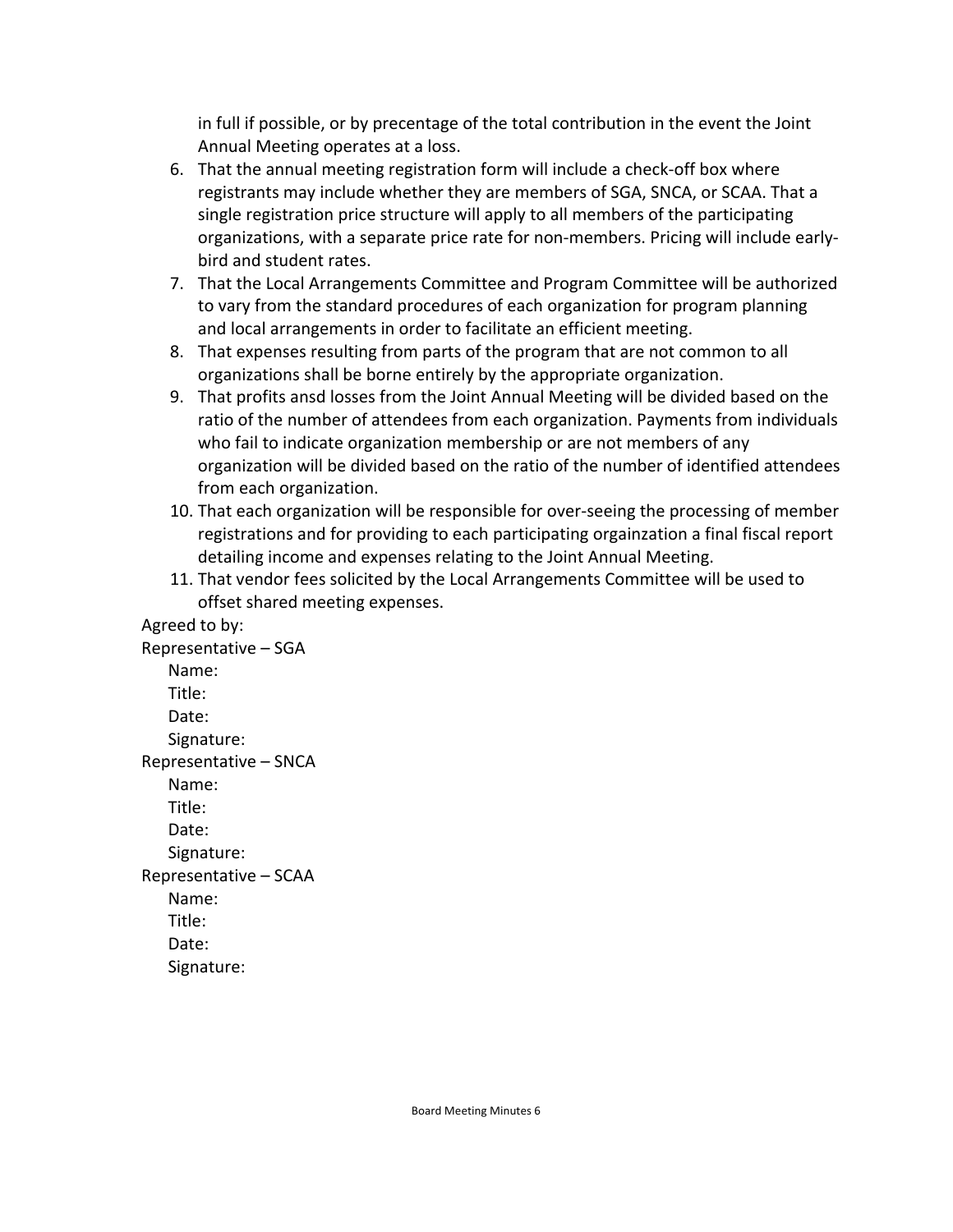in full if possible, or by precentage of the total contribution in the event the Joint Annual Meeting operates at a loss.

6. That the annual meeting registration form will include a check-off box where registrants may include whether they are members of SGA, SNCA, or SCAA. That a single registration price structure will apply to all members of the participating organizations, with a separate price rate for non-members. Pricing will include early-bird and student rates.
7. That the Local Arrangements Committee and Program Committee will be authorized to vary from the standard procedures of each organization for program planning and local arrangements in order to facilitate an efficient meeting.
8. That expenses resulting from parts of the program that are not common to all organizations shall be borne entirely by the appropriate organization.
9. That profits ansd losses from the Joint Annual Meeting will be divided based on the ratio of the number of attendees from each organization. Payments from individuals who fail to indicate organization membership or are not members of any organization will be divided based on the ratio of the number of identified attendees from each organization.
10. That each organization will be responsible for over-seeing the processing of member registrations and for providing to each participating orgainzation a final fiscal report detailing income and expenses relating to the Joint Annual Meeting.
11. That vendor fees solicited by the Local Arrangements Committee will be used to offset shared meeting expenses.

Agreed to by:

Representative – SGA

Name:
Title:
Date:
Signature:

Representative – SNCA

Name:
Title:
Date:
Signature:

Representative – SCAA

Name:
Title:
Date:
Signature: